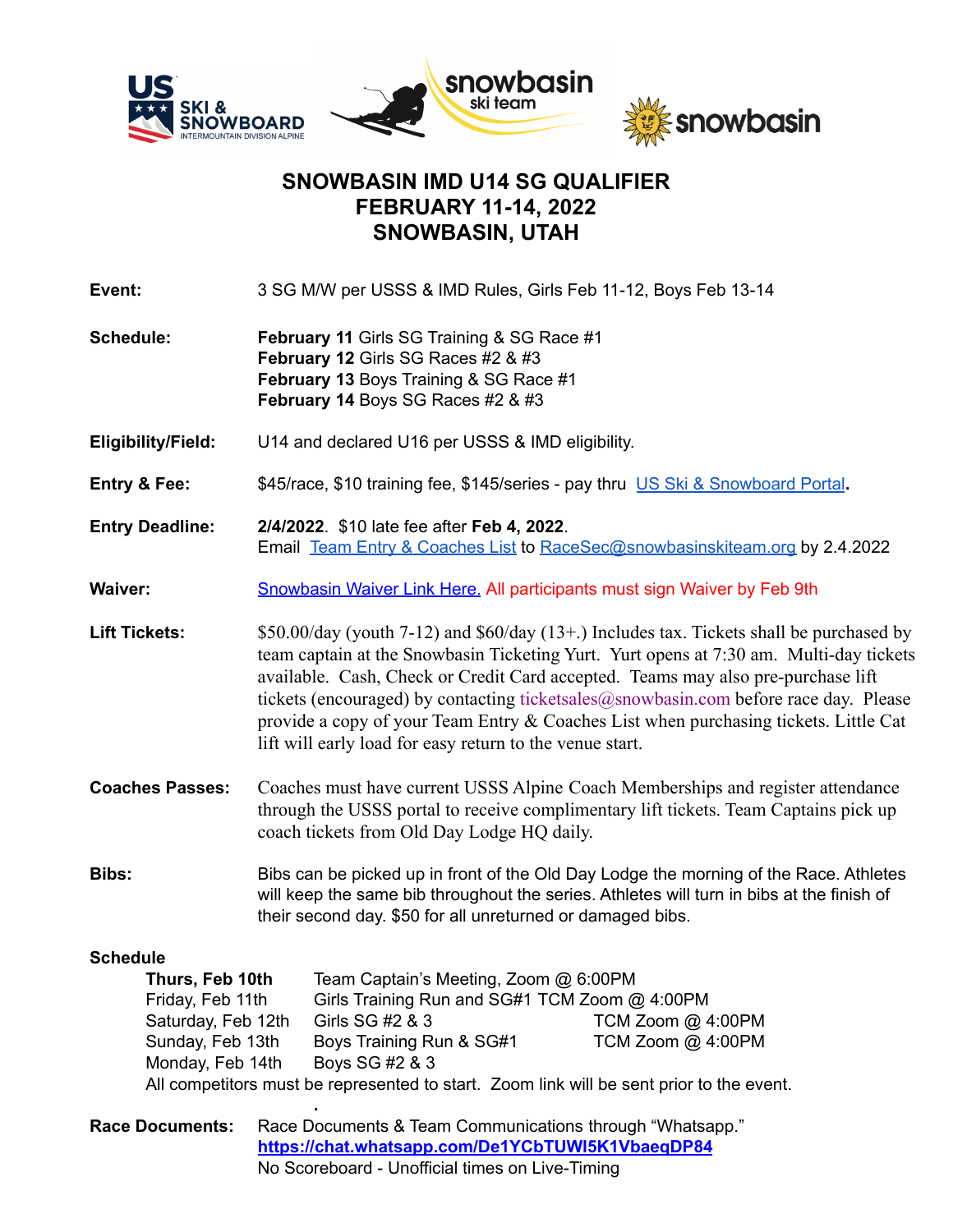# SNOWBASIN IMD U14 SG QUALIFIER
# FEBRUARY 11-14, 2022
# SNOWBASIN, UTAH

**Event:** 3 SG M/W per USSS & IMD Rules, Girls Feb 11-12, Boys Feb 13-14

**Schedule:**
**February 11** Girls SG Training & SG Race #1
**February 12** Girls SG Races #2 & #3
**February 13** Boys Training & SG Race #1
**February 14** Boys SG Races #2 & #3

**Eligibility/Field:** U14 and declared U16 per USSS & IMD eligibility.

**Entry & Fee:** $45/race, $10 training fee, $145/series - pay thru US Ski & Snowboard Portal**.**

**Entry Deadline:** **2/4/2022**. $10 late fee after **Feb 4, 2022**.
Email Team Entry & Coaches List to RaceSec@snowbasinskiteam.org by 2.4.2022

**Waiver:** Snowbasin Waiver Link Here. All participants must sign Waiver by Feb 9th

**Lift Tickets:** $50.00/day (youth 7-12) and $60/day (13+.) Includes tax. Tickets shall be purchased by team captain at the Snowbasin Ticketing Yurt. Yurt opens at 7:30 am. Multi-day tickets available. Cash, Check or Credit Card accepted. Teams may also pre-purchase lift tickets (encouraged) by contacting ticketsales@snowbasin.com before race day. Please provide a copy of your Team Entry & Coaches List when purchasing tickets. Little Cat lift will early load for easy return to the venue start.

**Coaches Passes:** Coaches must have current USSS Alpine Coach Memberships and register attendance through the USSS portal to receive complimentary lift tickets. Team Captains pick up coach tickets from Old Day Lodge HQ daily.

**Bibs:** Bibs can be picked up in front of the Old Day Lodge the morning of the Race. Athletes will keep the same bib throughout the series. Athletes will turn in bibs at the finish of their second day. $50 for all unreturned or damaged bibs.

**Schedule**

| | | |
|---|---|---|
| **Thurs, Feb 10th** | Team Captain's Meeting, Zoom @ 6:00PM | |
| Friday, Feb 11th | Girls Training Run and SG#1 TCM Zoom @ 4:00PM | |
| Saturday, Feb 12th | Girls SG #2 & 3 | TCM Zoom @ 4:00PM |
| Sunday, Feb 13th | Boys Training Run & SG#1 | TCM Zoom @ 4:00PM |
| Monday, Feb 14th | Boys SG #2 & 3 | |

All competitors must be represented to start. Zoom link will be sent prior to the event.

**Race Documents:** Race Documents & Team Communications through "Whatsapp."
**https://chat.whatsapp.com/De1YCbTUWI5K1VbaeqDP84**
No Scoreboard - Unofficial times on Live-Timing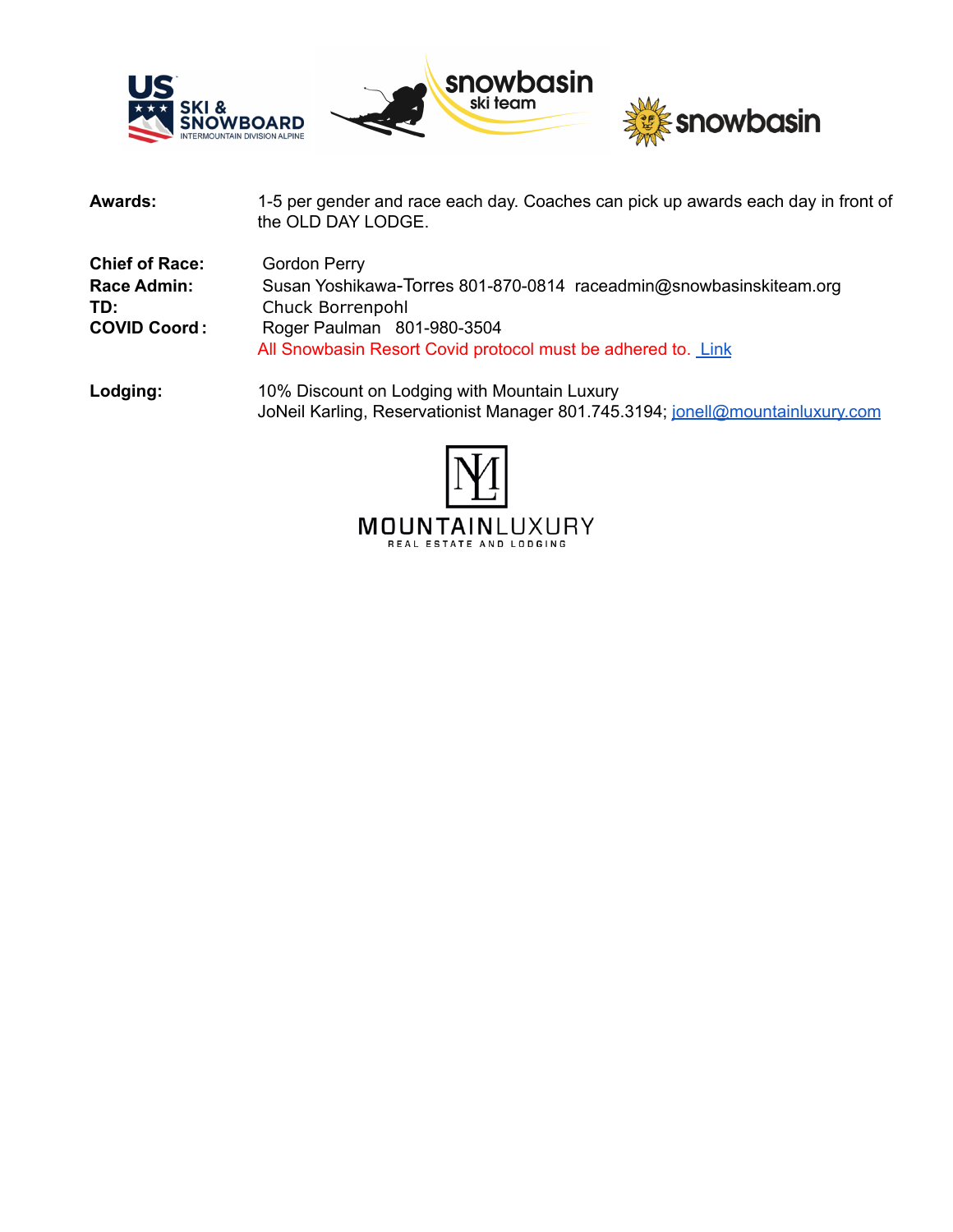**Awards:** 1-5 per gender and race each day. Coaches can pick up awards each day in front of the OLD DAY LODGE.

**Chief of Race:** Gordon Perry
**Race Admin:** Susan Yoshikawa-Torres 801-870-0814 raceadmin@snowbasinskiteam.org
**TD:** Chuck Borrenpohl
**COVID Coord:** Roger Paulman 801-980-3504
All Snowbasin Resort Covid protocol must be adhered to. Link

**Lodging:** 10% Discount on Lodging with Mountain Luxury
JoNeil Karling, Reservationist Manager 801.745.3194; jonell@mountainluxury.com